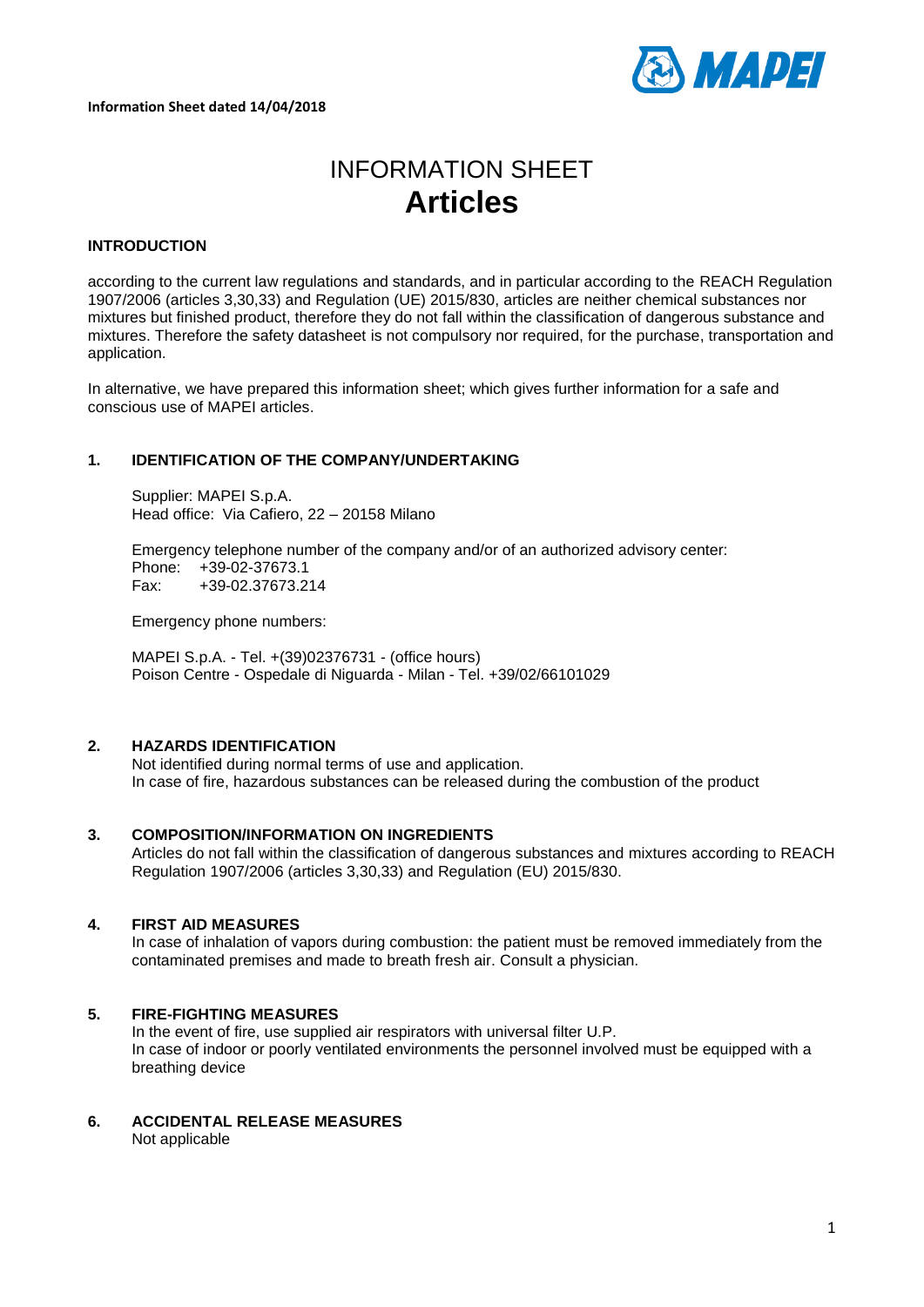**Information Sheet dated 14/04/2018**

# INFORMATION SHEET
# Articles

### INTRODUCTION

according to the current law regulations and standards, and in particular according to the REACH Regulation 1907/2006 (articles 3,30,33) and Regulation (UE) 2015/830, articles are neither chemical substances nor mixtures but finished product, therefore they do not fall within the classification of dangerous substance and mixtures. Therefore the safety datasheet is not compulsory nor required, for the purchase, transportation and application.

In alternative, we have prepared this information sheet; which gives further information for a safe and conscious use of MAPEI articles.

### 1. IDENTIFICATION OF THE COMPANY/UNDERTAKING

Supplier: MAPEI S.p.A.
Head office: Via Cafiero, 22 – 20158 Milano

Emergency telephone number of the company and/or of an authorized advisory center:
Phone: +39-02-37673.1
Fax: +39-02.37673.214

Emergency phone numbers:

MAPEI S.p.A. - Tel. +(39)02376731 - (office hours)
Poison Centre - Ospedale di Niguarda - Milan - Tel. +39/02/66101029

### 2. HAZARDS IDENTIFICATION

Not identified during normal terms of use and application.
In case of fire, hazardous substances can be released during the combustion of the product

### 3. COMPOSITION/INFORMATION ON INGREDIENTS

Articles do not fall within the classification of dangerous substances and mixtures according to REACH Regulation 1907/2006 (articles 3,30,33) and Regulation (EU) 2015/830.

### 4. FIRST AID MEASURES

In case of inhalation of vapors during combustion: the patient must be removed immediately from the contaminated premises and made to breath fresh air. Consult a physician.

### 5. FIRE-FIGHTING MEASURES

In the event of fire, use supplied air respirators with universal filter U.P.
In case of indoor or poorly ventilated environments the personnel involved must be equipped with a breathing device

### 6. ACCIDENTAL RELEASE MEASURES

Not applicable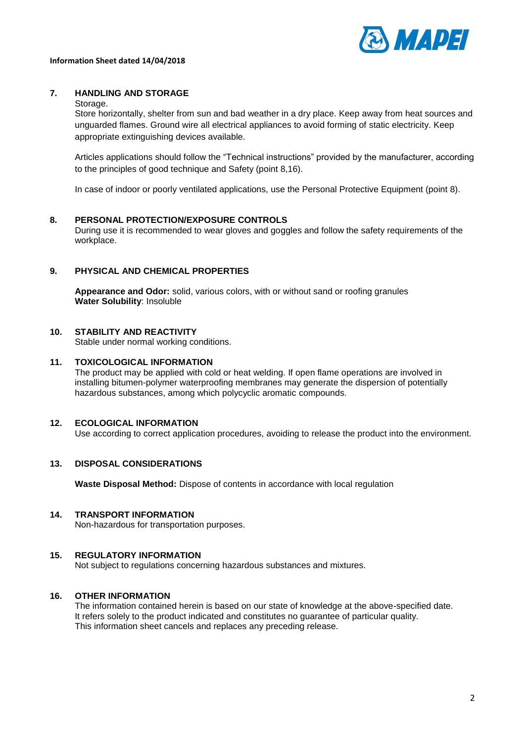Information Sheet dated 14/04/2018

## 7. HANDLING AND STORAGE

Storage.

Store horizontally, shelter from sun and bad weather in a dry place. Keep away from heat sources and unguarded flames. Ground wire all electrical appliances to avoid forming of static electricity. Keep appropriate extinguishing devices available.

Articles applications should follow the "Technical instructions" provided by the manufacturer, according to the principles of good technique and Safety (point 8,16).

In case of indoor or poorly ventilated applications, use the Personal Protective Equipment (point 8).

## 8. PERSONAL PROTECTION/EXPOSURE CONTROLS

During use it is recommended to wear gloves and goggles and follow the safety requirements of the workplace.

## 9. PHYSICAL AND CHEMICAL PROPERTIES

**Appearance and Odor:** solid, various colors, with or without sand or roofing granules
**Water Solubility**: Insoluble

## 10. STABILITY AND REACTIVITY

Stable under normal working conditions.

## 11. TOXICOLOGICAL INFORMATION

The product may be applied with cold or heat welding. If open flame operations are involved in installing bitumen-polymer waterproofing membranes may generate the dispersion of potentially hazardous substances, among which polycyclic aromatic compounds.

## 12. ECOLOGICAL INFORMATION

Use according to correct application procedures, avoiding to release the product into the environment.

## 13. DISPOSAL CONSIDERATIONS

**Waste Disposal Method:** Dispose of contents in accordance with local regulation

## 14. TRANSPORT INFORMATION

Non-hazardous for transportation purposes.

## 15. REGULATORY INFORMATION

Not subject to regulations concerning hazardous substances and mixtures.

## 16. OTHER INFORMATION

The information contained herein is based on our state of knowledge at the above-specified date.
It refers solely to the product indicated and constitutes no guarantee of particular quality.
This information sheet cancels and replaces any preceding release.